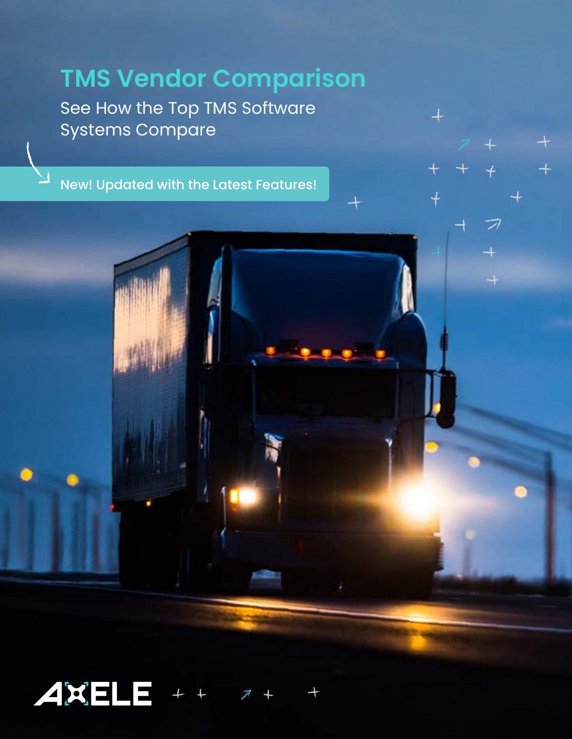# TMS Vendor Comparison

See How the Top TMS Software Systems Compare

New! Updated with the Latest Features!

AXELE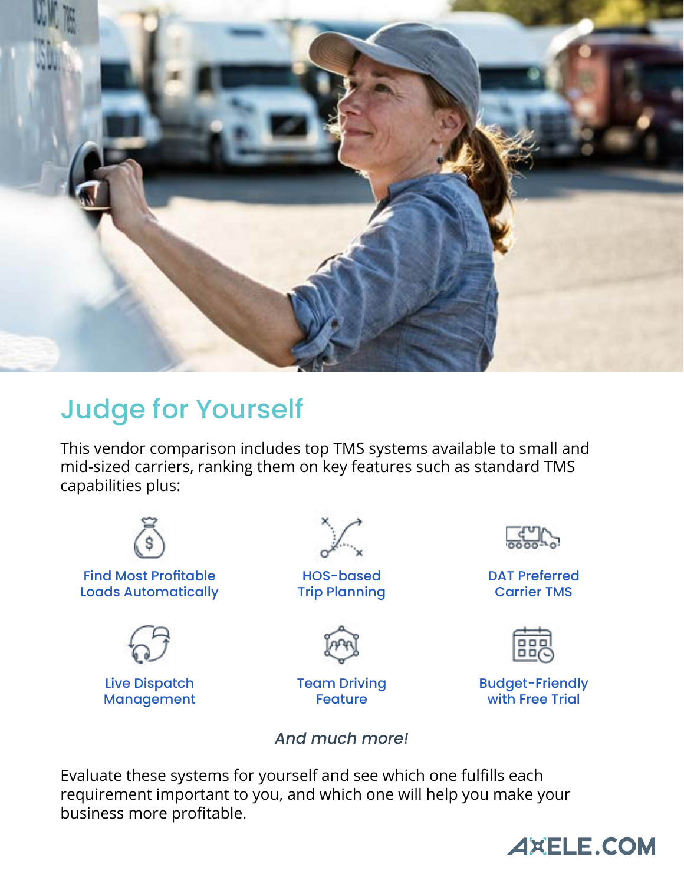## Judge for Yourself

This vendor comparison includes top TMS systems available to small and mid-sized carriers, ranking them on key features such as standard TMS capabilities plus:

- Find Most Profitable Loads Automatically
- HOS-based Trip Planning
- DAT Preferred Carrier TMS
- Live Dispatch Management
- Team Driving Feature
- Budget-Friendly with Free Trial

*And much more!*

Evaluate these systems for yourself and see which one fulfills each requirement important to you, and which one will help you make your business more profitable.

AXELE.COM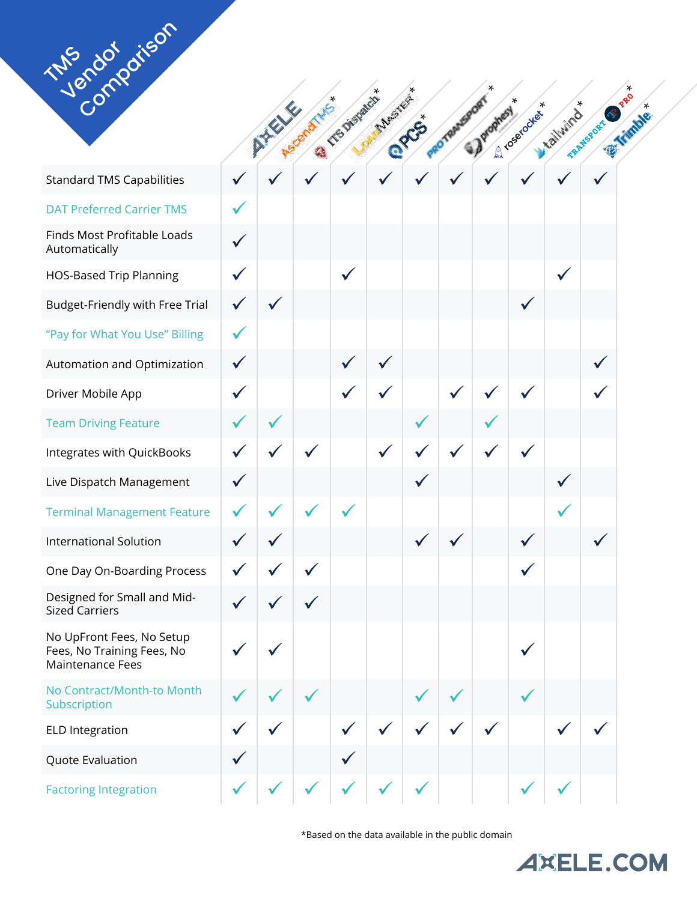# TMS Vendor Comparison

| | AXELE | AscendTMS* | ITS Dispatch* | LoadMaster* | PCS* | ProTransport* | Prophesy* | Rose Rocket* | Tailwind* | Transport Pro* | Trimble* |
|---|---|---|---|---|---|---|---|---|---|---|---|
| Standard TMS Capabilities | ✓ | ✓ | ✓ | ✓ | ✓ | ✓ | ✓ | ✓ | ✓ | ✓ | ✓ |
| DAT Preferred Carrier TMS | ✓ | | | | | | | | | | |
| Finds Most Profitable Loads Automatically | ✓ | | | | | | | | | | |
| HOS-Based Trip Planning | ✓ | | | ✓ | | | | | | ✓ | |
| Budget-Friendly with Free Trial | ✓ | ✓ | | | | | | | ✓ | | |
| "Pay for What You Use" Billing | ✓ | | | | | | | | | | |
| Automation and Optimization | ✓ | | | ✓ | ✓ | | | | | | ✓ |
| Driver Mobile App | ✓ | | | ✓ | ✓ | | ✓ | ✓ | ✓ | | ✓ |
| Team Driving Feature | ✓ | ✓ | | | | ✓ | | ✓ | | | |
| Integrates with QuickBooks | ✓ | ✓ | ✓ | | ✓ | ✓ | ✓ | ✓ | ✓ | | |
| Live Dispatch Management | ✓ | | | | | ✓ | | | | ✓ | |
| Terminal Management Feature | ✓ | ✓ | ✓ | ✓ | | | | | | ✓ | |
| International Solution | ✓ | ✓ | | | | ✓ | ✓ | | ✓ | | ✓ |
| One Day On-Boarding Process | ✓ | ✓ | ✓ | | | | | | ✓ | | |
| Designed for Small and Mid-Sized Carriers | ✓ | ✓ | ✓ | | | | | | | | |
| No UpFront Fees, No Setup Fees, No Training Fees, No Maintenance Fees | ✓ | ✓ | | | | | | | ✓ | | |
| No Contract/Month-to Month Subscription | ✓ | ✓ | ✓ | | | ✓ | ✓ | | ✓ | | |
| ELD Integration | ✓ | ✓ | | ✓ | ✓ | ✓ | ✓ | ✓ | | ✓ | ✓ |
| Quote Evaluation | ✓ | | | ✓ | | | | | | | |
| Factoring Integration | ✓ | ✓ | ✓ | ✓ | ✓ | ✓ | | | ✓ | ✓ | |

*Based on the data available in the public domain

AXELE.COM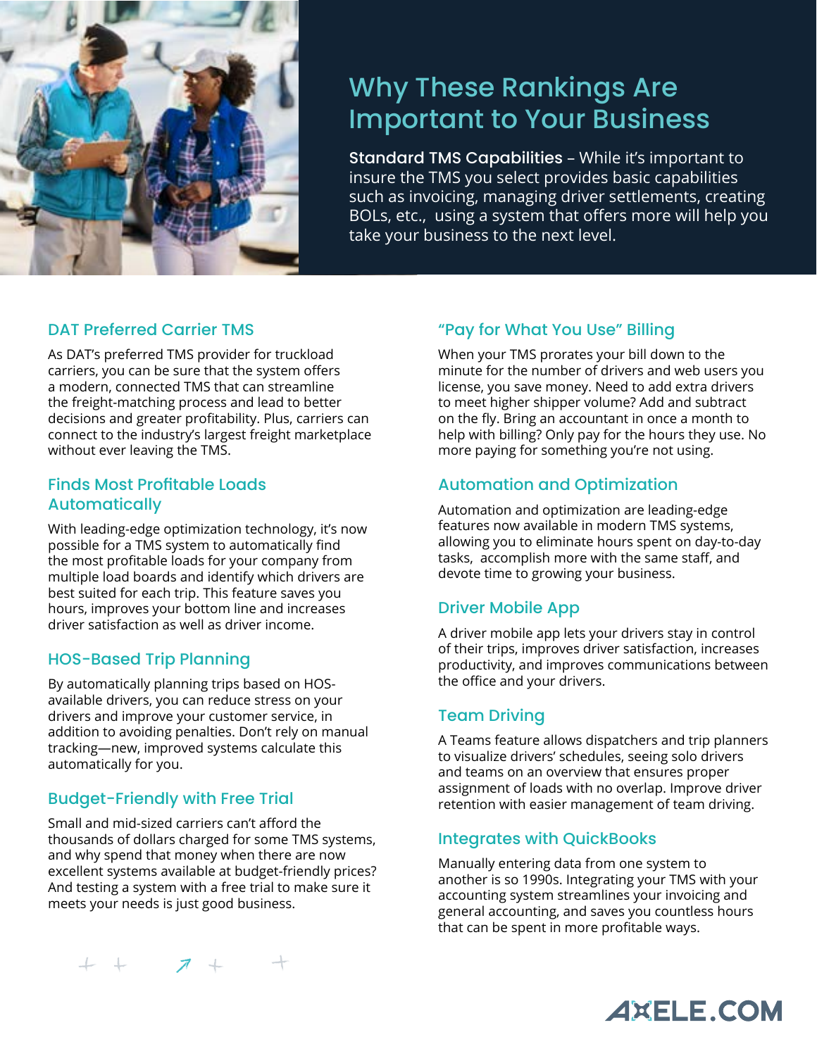# Why These Rankings Are Important to Your Business

**Standard TMS Capabilities** – While it's important to insure the TMS you select provides basic capabilities such as invoicing, managing driver settlements, creating BOLs, etc., using a system that offers more will help you take your business to the next level.

## DAT Preferred Carrier TMS

As DAT's preferred TMS provider for truckload carriers, you can be sure that the system offers a modern, connected TMS that can streamline the freight-matching process and lead to better decisions and greater profitability. Plus, carriers can connect to the industry's largest freight marketplace without ever leaving the TMS.

## Finds Most Profitable Loads Automatically

With leading-edge optimization technology, it's now possible for a TMS system to automatically find the most profitable loads for your company from multiple load boards and identify which drivers are best suited for each trip. This feature saves you hours, improves your bottom line and increases driver satisfaction as well as driver income.

## HOS-Based Trip Planning

By automatically planning trips based on HOS-available drivers, you can reduce stress on your drivers and improve your customer service, in addition to avoiding penalties. Don't rely on manual tracking—new, improved systems calculate this automatically for you.

## Budget-Friendly with Free Trial

Small and mid-sized carriers can't afford the thousands of dollars charged for some TMS systems, and why spend that money when there are now excellent systems available at budget-friendly prices? And testing a system with a free trial to make sure it meets your needs is just good business.

## "Pay for What You Use" Billing

When your TMS prorates your bill down to the minute for the number of drivers and web users you license, you save money. Need to add extra drivers to meet higher shipper volume? Add and subtract on the fly. Bring an accountant in once a month to help with billing? Only pay for the hours they use. No more paying for something you're not using.

## Automation and Optimization

Automation and optimization are leading-edge features now available in modern TMS systems, allowing you to eliminate hours spent on day-to-day tasks, accomplish more with the same staff, and devote time to growing your business.

## Driver Mobile App

A driver mobile app lets your drivers stay in control of their trips, improves driver satisfaction, increases productivity, and improves communications between the office and your drivers.

## Team Driving

A Teams feature allows dispatchers and trip planners to visualize drivers' schedules, seeing solo drivers and teams on an overview that ensures proper assignment of loads with no overlap. Improve driver retention with easier management of team driving.

## Integrates with QuickBooks

Manually entering data from one system to another is so 1990s. Integrating your TMS with your accounting system streamlines your invoicing and general accounting, and saves you countless hours that can be spent in more profitable ways.

AXELE.COM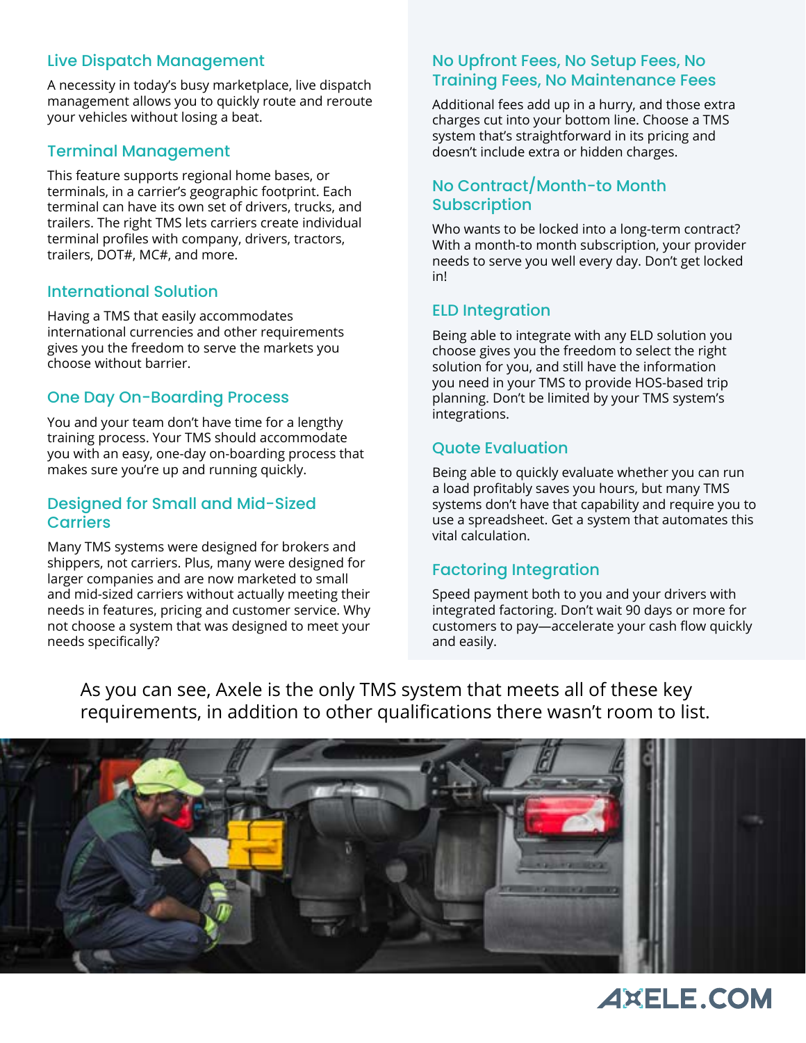## Live Dispatch Management

A necessity in today's busy marketplace, live dispatch management allows you to quickly route and reroute your vehicles without losing a beat.

## Terminal Management

This feature supports regional home bases, or terminals, in a carrier's geographic footprint. Each terminal can have its own set of drivers, trucks, and trailers. The right TMS lets carriers create individual terminal profiles with company, drivers, tractors, trailers, DOT#, MC#, and more.

## International Solution

Having a TMS that easily accommodates international currencies and other requirements gives you the freedom to serve the markets you choose without barrier.

## One Day On-Boarding Process

You and your team don't have time for a lengthy training process. Your TMS should accommodate you with an easy, one-day on-boarding process that makes sure you're up and running quickly.

## Designed for Small and Mid-Sized Carriers

Many TMS systems were designed for brokers and shippers, not carriers. Plus, many were designed for larger companies and are now marketed to small and mid-sized carriers without actually meeting their needs in features, pricing and customer service. Why not choose a system that was designed to meet your needs specifically?

## No Upfront Fees, No Setup Fees, No Training Fees, No Maintenance Fees

Additional fees add up in a hurry, and those extra charges cut into your bottom line. Choose a TMS system that's straightforward in its pricing and doesn't include extra or hidden charges.

## No Contract/Month-to Month Subscription

Who wants to be locked into a long-term contract? With a month-to month subscription, your provider needs to serve you well every day. Don't get locked in!

## ELD Integration

Being able to integrate with any ELD solution you choose gives you the freedom to select the right solution for you, and still have the information you need in your TMS to provide HOS-based trip planning. Don't be limited by your TMS system's integrations.

## Quote Evaluation

Being able to quickly evaluate whether you can run a load profitably saves you hours, but many TMS systems don't have that capability and require you to use a spreadsheet. Get a system that automates this vital calculation.

## Factoring Integration

Speed payment both to you and your drivers with integrated factoring. Don't wait 90 days or more for customers to pay—accelerate your cash flow quickly and easily.

As you can see, Axele is the only TMS system that meets all of these key requirements, in addition to other qualifications there wasn't room to list.

AXELE.COM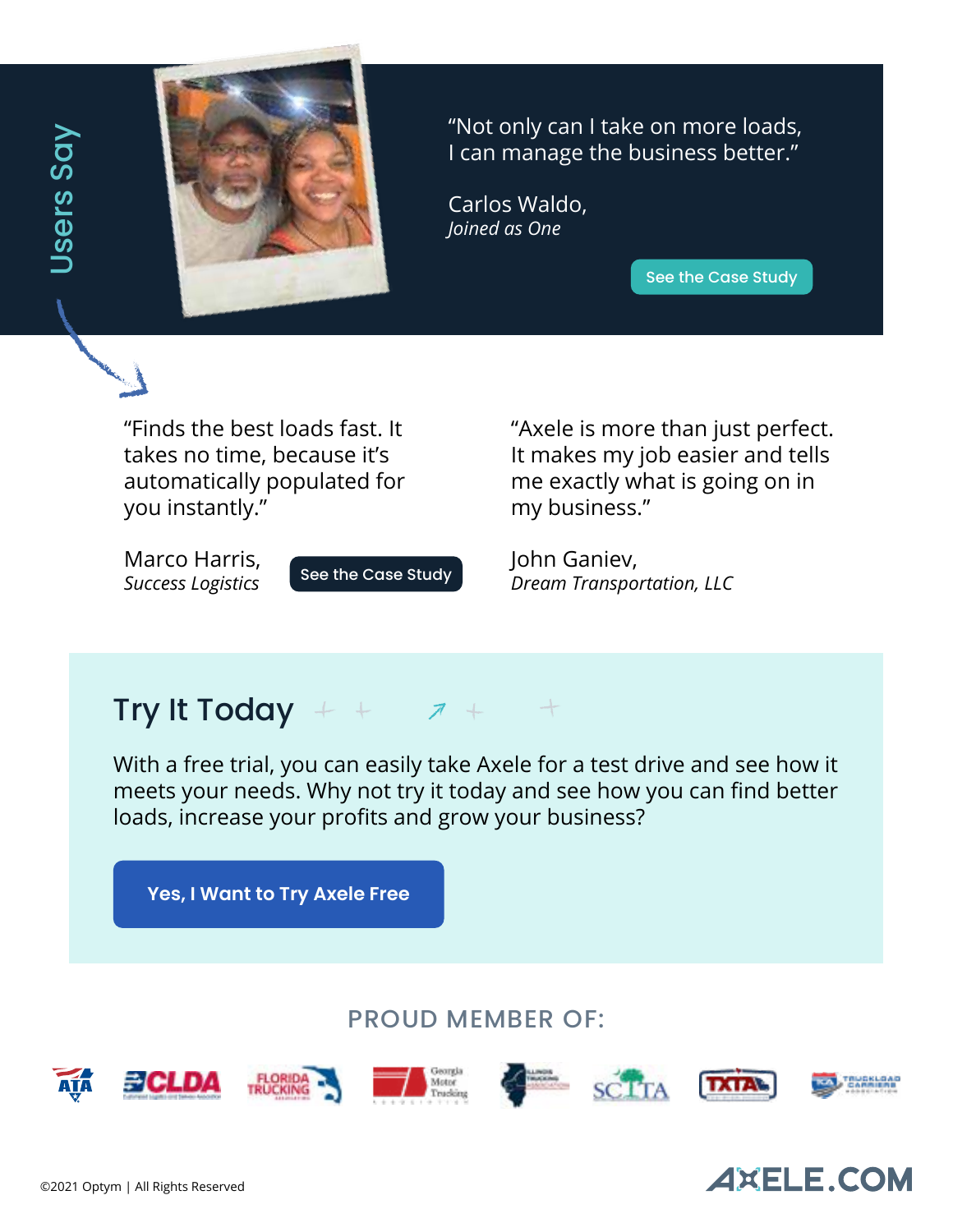## Users Say

"Not only can I take on more loads, I can manage the business better."

Carlos Waldo,
*Joined as One*

See the Case Study

"Finds the best loads fast. It takes no time, because it's automatically populated for you instantly."

Marco Harris,
*Success Logistics*

See the Case Study

"Axele is more than just perfect. It makes my job easier and tells me exactly what is going on in my business."

John Ganiev,
*Dream Transportation, LLC*

## Try It Today

With a free trial, you can easily take Axele for a test drive and see how it meets your needs. Why not try it today and see how you can find better loads, increase your profits and grow your business?

**Yes, I Want to Try Axele Free**

PROUD MEMBER OF:

ATA CLDA FLORIDA TRUCKING Georgia Motor Trucking SCTA TXTA TRUCKLOAD CARRIERS ASSOCIATION

©2021 Optym | All Rights Reserved

AXELE.COM